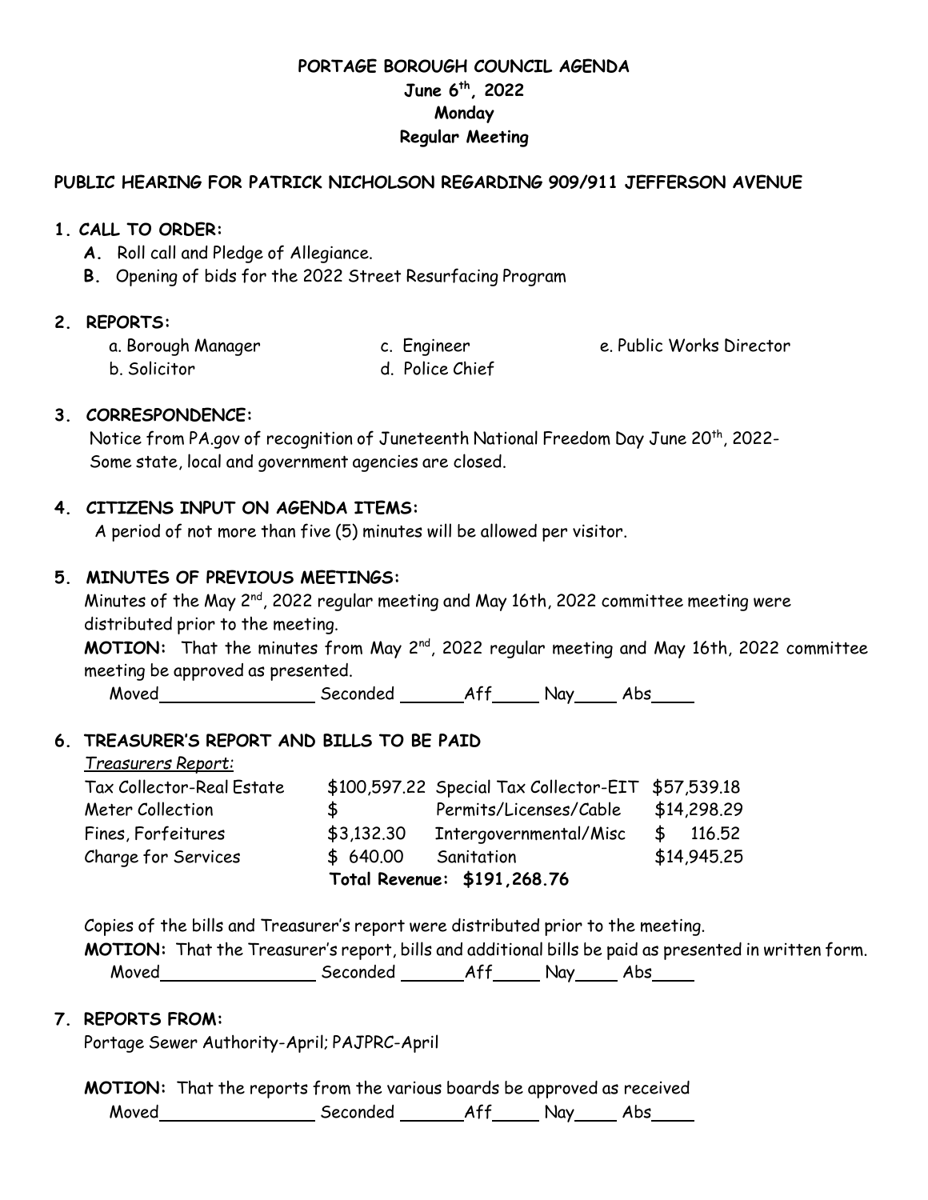# PORTAGE BOROUGH COUNCIL AGENDA
**June 6th, 2022**
**Monday**
**Regular Meeting**

**PUBLIC HEARING FOR PATRICK NICHOLSON REGARDING 909/911 JEFFERSON AVENUE**

## 1. CALL TO ORDER:

**A.** Roll call and Pledge of Allegiance.
**B.** Opening of bids for the 2022 Street Resurfacing Program

## 2. REPORTS:

a. Borough Manager
b. Solicitor
c. Engineer
d. Police Chief
e. Public Works Director

## 3. CORRESPONDENCE:

Notice from PA.gov of recognition of Juneteenth National Freedom Day June 20th, 2022- Some state, local and government agencies are closed.

## 4. CITIZENS INPUT ON AGENDA ITEMS:

A period of not more than five (5) minutes will be allowed per visitor.

## 5. MINUTES OF PREVIOUS MEETINGS:

Minutes of the May 2nd, 2022 regular meeting and May 16th, 2022 committee meeting were distributed prior to the meeting.

**MOTION:** That the minutes from May 2nd, 2022 regular meeting and May 16th, 2022 committee meeting be approved as presented.

Moved________________ Seconded _______Aff_____ Nay_____ Abs_____

## 6. TREASURER'S REPORT AND BILLS TO BE PAID

*Treasurers Report:*

| | | | |
|---|---|---|---|
| Tax Collector-Real Estate | $100,597.22 | Special Tax Collector-EIT | $57,539.18 |
| Meter Collection | $ | Permits/Licenses/Cable | $14,298.29 |
| Fines, Forfeitures | $3,132.30 | Intergovernmental/Misc | $ 116.52 |
| Charge for Services | $ 640.00 | Sanitation | $14,945.25 |

**Total Revenue: $191,268.76**

Copies of the bills and Treasurer's report were distributed prior to the meeting.

**MOTION:** That the Treasurer's report, bills and additional bills be paid as presented in written form.

Moved________________ Seconded _______Aff_____ Nay_____ Abs_____

## 7. REPORTS FROM:

Portage Sewer Authority-April; PAJPRC-April

**MOTION:** That the reports from the various boards be approved as received

Moved________________ Seconded _______Aff_____ Nay_____ Abs_____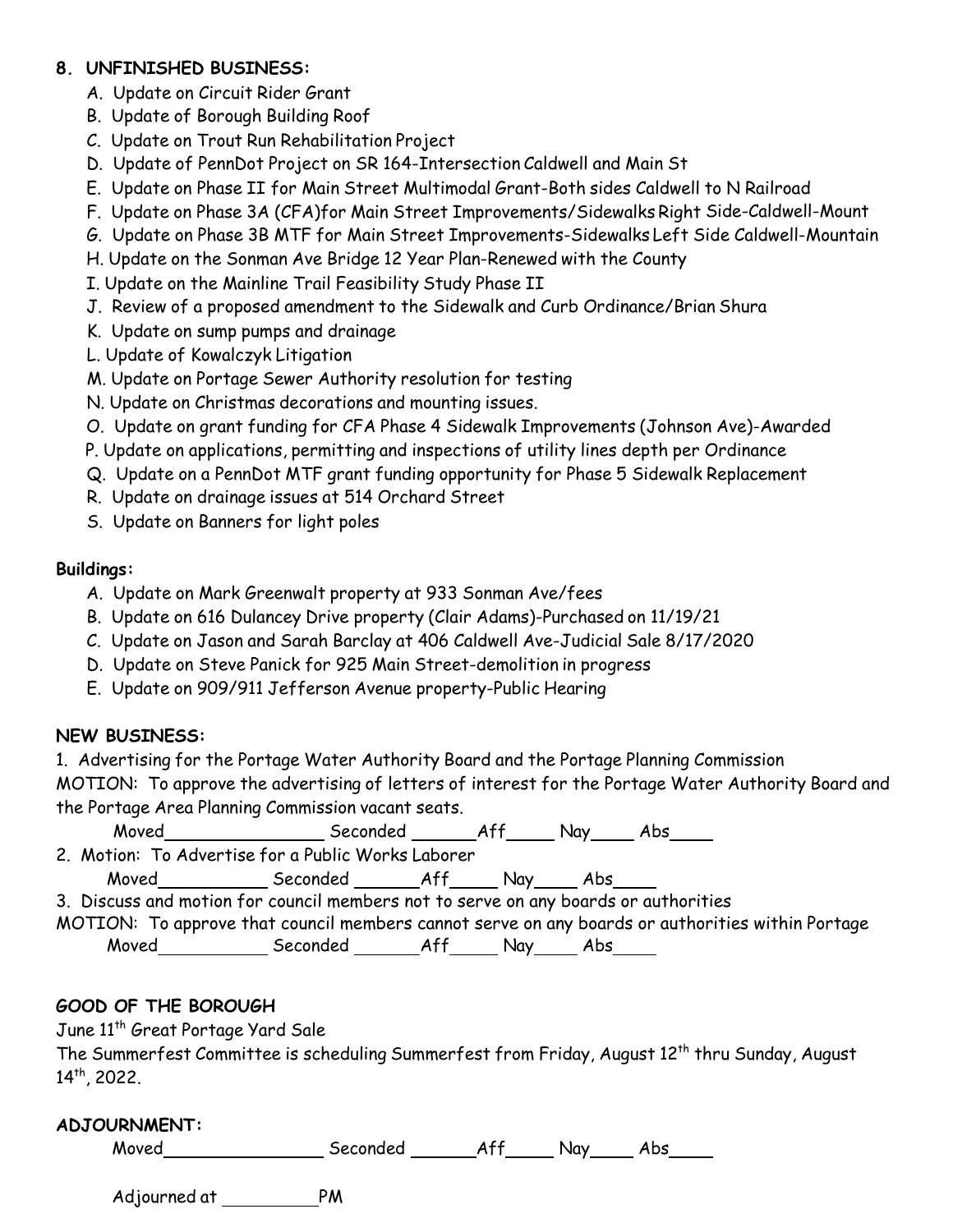## 8. UNFINISHED BUSINESS:

A. Update on Circuit Rider Grant
B. Update of Borough Building Roof
C. Update on Trout Run Rehabilitation Project
D. Update of PennDot Project on SR 164-Intersection Caldwell and Main St
E. Update on Phase II for Main Street Multimodal Grant-Both sides Caldwell to N Railroad
F. Update on Phase 3A (CFA)for Main Street Improvements/Sidewalks Right Side-Caldwell-Mount
G. Update on Phase 3B MTF for Main Street Improvements-Sidewalks Left Side Caldwell-Mountain
H. Update on the Sonman Ave Bridge 12 Year Plan-Renewed with the County
I. Update on the Mainline Trail Feasibility Study Phase II
J. Review of a proposed amendment to the Sidewalk and Curb Ordinance/Brian Shura
K. Update on sump pumps and drainage
L. Update of Kowalczyk Litigation
M. Update on Portage Sewer Authority resolution for testing
N. Update on Christmas decorations and mounting issues.
O. Update on grant funding for CFA Phase 4 Sidewalk Improvements (Johnson Ave)-Awarded
P. Update on applications, permitting and inspections of utility lines depth per Ordinance
Q. Update on a PennDot MTF grant funding opportunity for Phase 5 Sidewalk Replacement
R. Update on drainage issues at 514 Orchard Street
S. Update on Banners for light poles

**Buildings:**

A. Update on Mark Greenwalt property at 933 Sonman Ave/fees
B. Update on 616 Dulancey Drive property (Clair Adams)-Purchased on 11/19/21
C. Update on Jason and Sarah Barclay at 406 Caldwell Ave-Judicial Sale 8/17/2020
D. Update on Steve Panick for 925 Main Street-demolition in progress
E. Update on 909/911 Jefferson Avenue property-Public Hearing

## NEW BUSINESS:

1. Advertising for the Portage Water Authority Board and the Portage Planning Commission

MOTION: To approve the advertising of letters of interest for the Portage Water Authority Board and the Portage Area Planning Commission vacant seats.

Moved\_\_\_\_\_\_\_\_\_\_ Seconded \_\_\_\_\_\_Aff\_\_\_\_\_ Nay\_\_\_\_ Abs\_\_\_\_

2. Motion: To Advertise for a Public Works Laborer

Moved\_\_\_\_\_\_\_\_\_\_ Seconded \_\_\_\_\_\_Aff\_\_\_\_\_ Nay\_\_\_\_ Abs\_\_\_\_

3. Discuss and motion for council members not to serve on any boards or authorities

MOTION: To approve that council members cannot serve on any boards or authorities within Portage

Moved\_\_\_\_\_\_\_\_\_\_ Seconded \_\_\_\_\_\_Aff\_\_\_\_\_ Nay\_\_\_\_ Abs\_\_\_\_

## GOOD OF THE BOROUGH

June 11th Great Portage Yard Sale

The Summerfest Committee is scheduling Summerfest from Friday, August 12th thru Sunday, August 14th, 2022.

## ADJOURNMENT:

Moved\_\_\_\_\_\_\_\_\_\_ Seconded \_\_\_\_\_\_Aff\_\_\_\_\_ Nay\_\_\_\_ Abs\_\_\_\_

Adjourned at \_\_\_\_\_\_\_\_\_PM